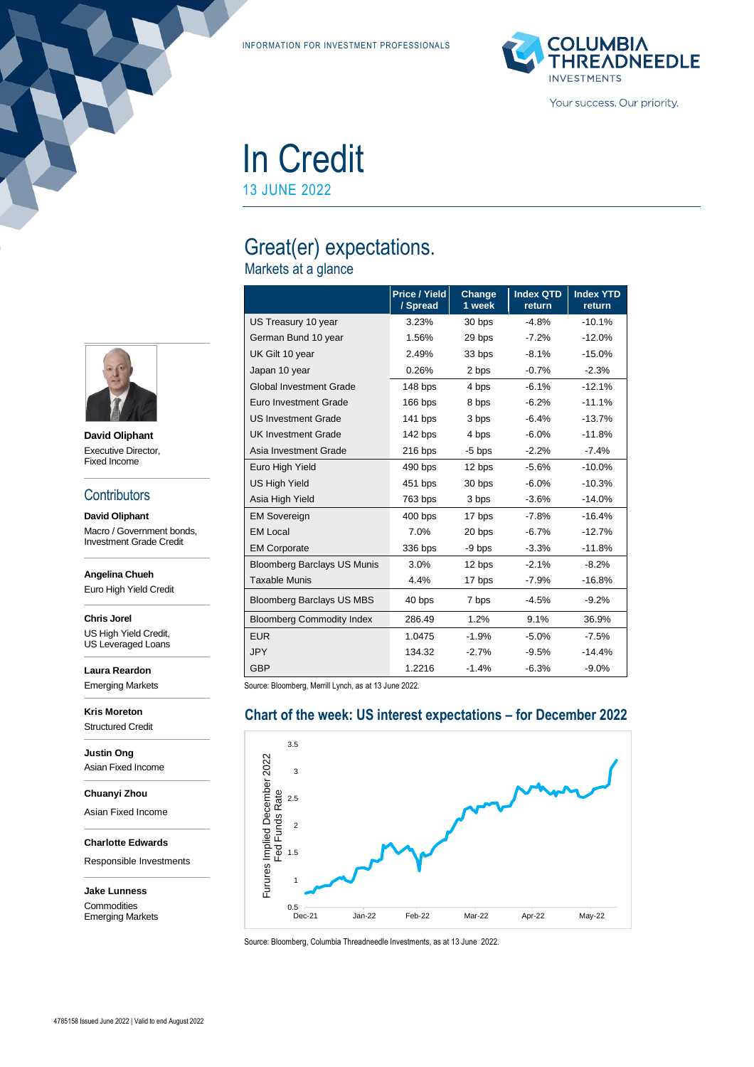INFORMATION FOR INVESTMENT PROFESSIONALS

# In Credit

13 JUNE 2022

## Great(er) expectations.

### Markets at a glance

| | Price / Yield / Spread | Change 1 week | Index QTD return | Index YTD return |
|---|---|---|---|---|
| US Treasury 10 year | 3.23% | 30 bps | -4.8% | -10.1% |
| German Bund 10 year | 1.56% | 29 bps | -7.2% | -12.0% |
| UK Gilt 10 year | 2.49% | 33 bps | -8.1% | -15.0% |
| Japan 10 year | 0.26% | 2 bps | -0.7% | -2.3% |
| Global Investment Grade | 148 bps | 4 bps | -6.1% | -12.1% |
| Euro Investment Grade | 166 bps | 8 bps | -6.2% | -11.1% |
| US Investment Grade | 141 bps | 3 bps | -6.4% | -13.7% |
| UK Investment Grade | 142 bps | 4 bps | -6.0% | -11.8% |
| Asia Investment Grade | 216 bps | -5 bps | -2.2% | -7.4% |
| Euro High Yield | 490 bps | 12 bps | -5.6% | -10.0% |
| US High Yield | 451 bps | 30 bps | -6.0% | -10.3% |
| Asia High Yield | 763 bps | 3 bps | -3.6% | -14.0% |
| EM Sovereign | 400 bps | 17 bps | -7.8% | -16.4% |
| EM Local | 7.0% | 20 bps | -6.7% | -12.7% |
| EM Corporate | 336 bps | -9 bps | -3.3% | -11.8% |
| Bloomberg Barclays US Munis | 3.0% | 12 bps | -2.1% | -8.2% |
| Taxable Munis | 4.4% | 17 bps | -7.9% | -16.8% |
| Bloomberg Barclays US MBS | 40 bps | 7 bps | -4.5% | -9.2% |
| Bloomberg Commodity Index | 286.49 | 1.2% | 9.1% | 36.9% |
| EUR | 1.0475 | -1.9% | -5.0% | -7.5% |
| JPY | 134.32 | -2.7% | -9.5% | -14.4% |
| GBP | 1.2216 | -1.4% | -6.3% | -9.0% |

Source: Bloomberg, Merrill Lynch, as at 13 June 2022.

### Chart of the week: US interest expectations – for December 2022

Source: Bloomberg, Columbia Threadneedle Investments, as at 13 June 2022.

**David Oliphant**
Executive Director,
Fixed Income

## Contributors

**David Oliphant**
Macro / Government bonds, Investment Grade Credit

**Angelina Chueh**
Euro High Yield Credit

**Chris Jorel**
US High Yield Credit, US Leveraged Loans

**Laura Reardon**
Emerging Markets

**Kris Moreton**
Structured Credit

**Justin Ong**
Asian Fixed Income

**Chuanyi Zhou**
Asian Fixed Income

**Charlotte Edwards**
Responsible Investments

**Jake Lunness**
Commodities
Emerging Markets

4785158 Issued June 2022 | Valid to end August 2022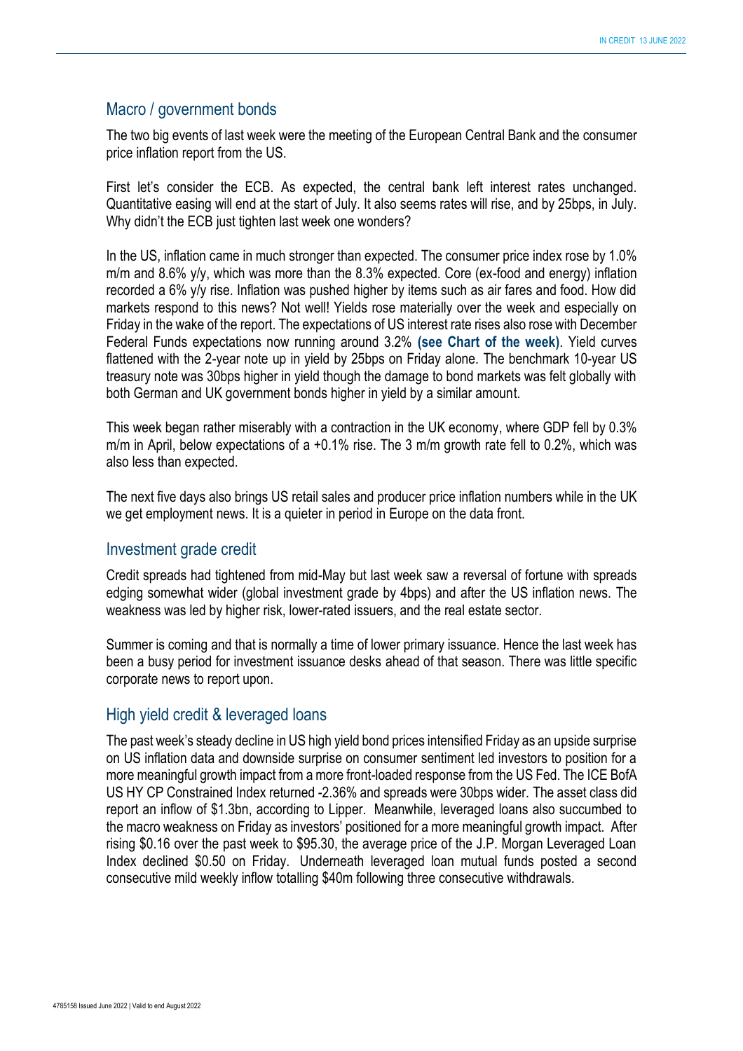## Macro / government bonds

The two big events of last week were the meeting of the European Central Bank and the consumer price inflation report from the US.

First let's consider the ECB. As expected, the central bank left interest rates unchanged. Quantitative easing will end at the start of July. It also seems rates will rise, and by 25bps, in July. Why didn't the ECB just tighten last week one wonders?

In the US, inflation came in much stronger than expected. The consumer price index rose by 1.0% m/m and 8.6% y/y, which was more than the 8.3% expected. Core (ex-food and energy) inflation recorded a 6% y/y rise. Inflation was pushed higher by items such as air fares and food. How did markets respond to this news? Not well! Yields rose materially over the week and especially on Friday in the wake of the report. The expectations of US interest rate rises also rose with December Federal Funds expectations now running around 3.2% **(see Chart of the week)**. Yield curves flattened with the 2-year note up in yield by 25bps on Friday alone. The benchmark 10-year US treasury note was 30bps higher in yield though the damage to bond markets was felt globally with both German and UK government bonds higher in yield by a similar amount.

This week began rather miserably with a contraction in the UK economy, where GDP fell by 0.3% m/m in April, below expectations of a +0.1% rise. The 3 m/m growth rate fell to 0.2%, which was also less than expected.

The next five days also brings US retail sales and producer price inflation numbers while in the UK we get employment news. It is a quieter in period in Europe on the data front.

## Investment grade credit

Credit spreads had tightened from mid-May but last week saw a reversal of fortune with spreads edging somewhat wider (global investment grade by 4bps) and after the US inflation news. The weakness was led by higher risk, lower-rated issuers, and the real estate sector.

Summer is coming and that is normally a time of lower primary issuance. Hence the last week has been a busy period for investment issuance desks ahead of that season. There was little specific corporate news to report upon.

## High yield credit & leveraged loans

The past week's steady decline in US high yield bond prices intensified Friday as an upside surprise on US inflation data and downside surprise on consumer sentiment led investors to position for a more meaningful growth impact from a more front-loaded response from the US Fed. The ICE BofA US HY CP Constrained Index returned -2.36% and spreads were 30bps wider. The asset class did report an inflow of $1.3bn, according to Lipper. Meanwhile, leveraged loans also succumbed to the macro weakness on Friday as investors' positioned for a more meaningful growth impact. After rising $0.16 over the past week to $95.30, the average price of the J.P. Morgan Leveraged Loan Index declined $0.50 on Friday. Underneath leveraged loan mutual funds posted a second consecutive mild weekly inflow totalling $40m following three consecutive withdrawals.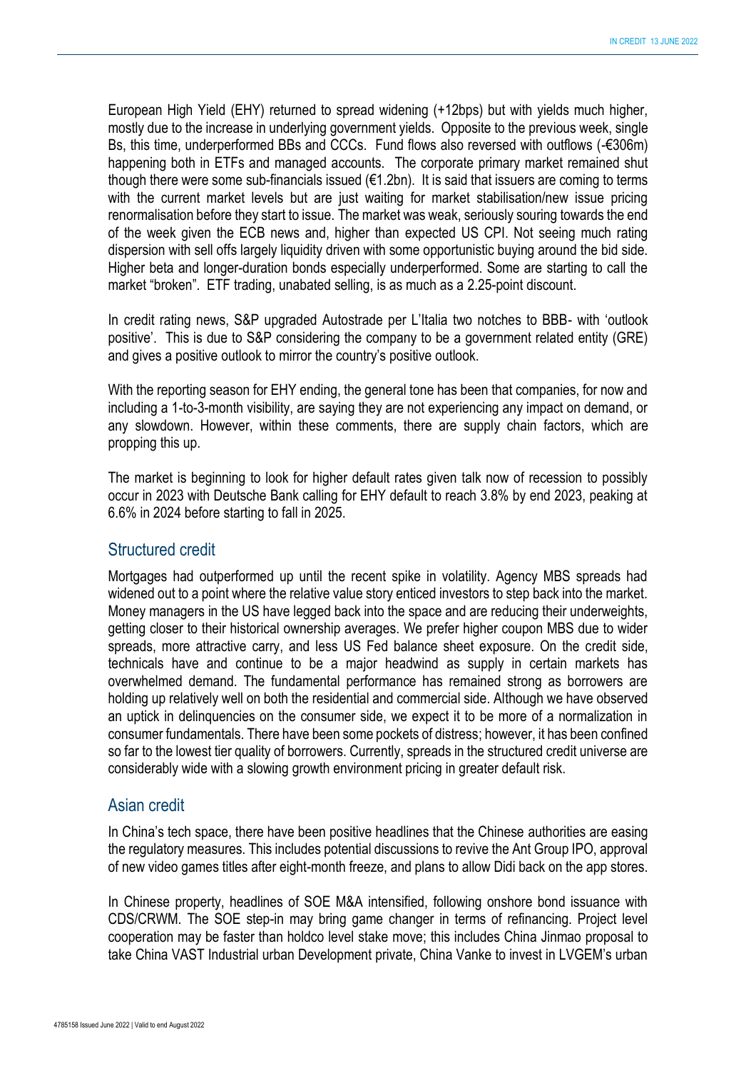European High Yield (EHY) returned to spread widening (+12bps) but with yields much higher, mostly due to the increase in underlying government yields. Opposite to the previous week, single Bs, this time, underperformed BBs and CCCs. Fund flows also reversed with outflows (-€306m) happening both in ETFs and managed accounts. The corporate primary market remained shut though there were some sub-financials issued (€1.2bn). It is said that issuers are coming to terms with the current market levels but are just waiting for market stabilisation/new issue pricing renormalisation before they start to issue. The market was weak, seriously souring towards the end of the week given the ECB news and, higher than expected US CPI. Not seeing much rating dispersion with sell offs largely liquidity driven with some opportunistic buying around the bid side. Higher beta and longer-duration bonds especially underperformed. Some are starting to call the market "broken". ETF trading, unabated selling, is as much as a 2.25-point discount.

In credit rating news, S&P upgraded Autostrade per L'Italia two notches to BBB- with 'outlook positive'. This is due to S&P considering the company to be a government related entity (GRE) and gives a positive outlook to mirror the country's positive outlook.

With the reporting season for EHY ending, the general tone has been that companies, for now and including a 1-to-3-month visibility, are saying they are not experiencing any impact on demand, or any slowdown. However, within these comments, there are supply chain factors, which are propping this up.

The market is beginning to look for higher default rates given talk now of recession to possibly occur in 2023 with Deutsche Bank calling for EHY default to reach 3.8% by end 2023, peaking at 6.6% in 2024 before starting to fall in 2025.

## Structured credit

Mortgages had outperformed up until the recent spike in volatility. Agency MBS spreads had widened out to a point where the relative value story enticed investors to step back into the market. Money managers in the US have legged back into the space and are reducing their underweights, getting closer to their historical ownership averages. We prefer higher coupon MBS due to wider spreads, more attractive carry, and less US Fed balance sheet exposure. On the credit side, technicals have and continue to be a major headwind as supply in certain markets has overwhelmed demand. The fundamental performance has remained strong as borrowers are holding up relatively well on both the residential and commercial side. Although we have observed an uptick in delinquencies on the consumer side, we expect it to be more of a normalization in consumer fundamentals. There have been some pockets of distress; however, it has been confined so far to the lowest tier quality of borrowers. Currently, spreads in the structured credit universe are considerably wide with a slowing growth environment pricing in greater default risk.

## Asian credit

In China's tech space, there have been positive headlines that the Chinese authorities are easing the regulatory measures. This includes potential discussions to revive the Ant Group IPO, approval of new video games titles after eight-month freeze, and plans to allow Didi back on the app stores.

In Chinese property, headlines of SOE M&A intensified, following onshore bond issuance with CDS/CRWM. The SOE step-in may bring game changer in terms of refinancing. Project level cooperation may be faster than holdco level stake move; this includes China Jinmao proposal to take China VAST Industrial urban Development private, China Vanke to invest in LVGEM's urban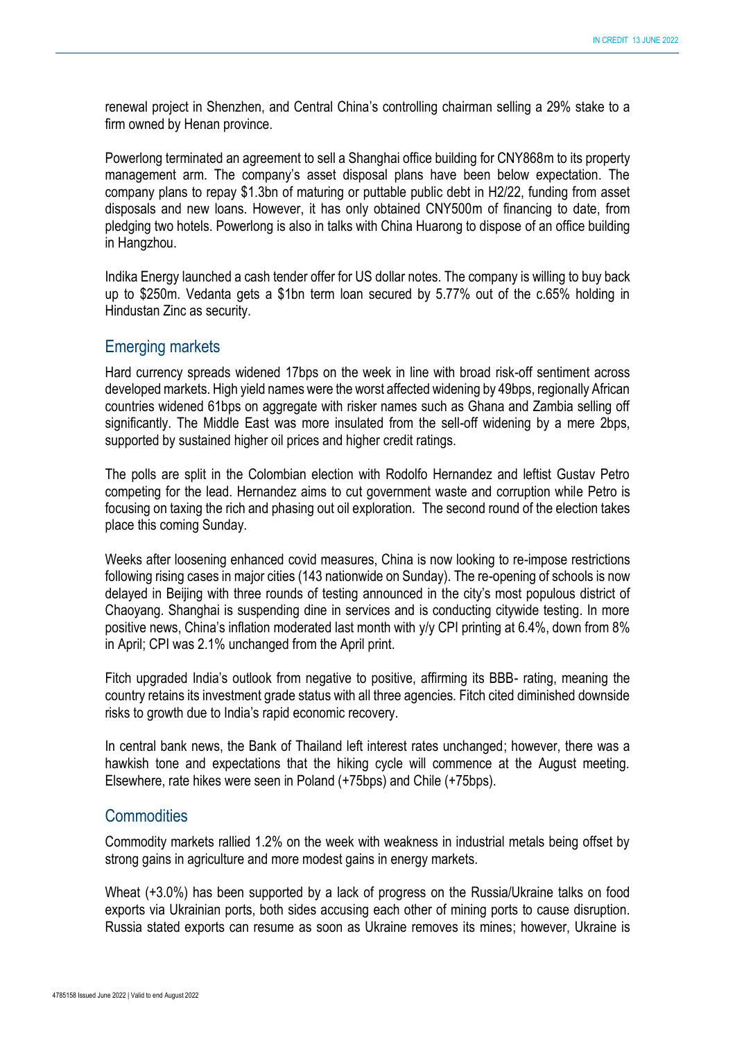renewal project in Shenzhen, and Central China's controlling chairman selling a 29% stake to a firm owned by Henan province.

Powerlong terminated an agreement to sell a Shanghai office building for CNY868m to its property management arm. The company's asset disposal plans have been below expectation. The company plans to repay $1.3bn of maturing or puttable public debt in H2/22, funding from asset disposals and new loans. However, it has only obtained CNY500m of financing to date, from pledging two hotels. Powerlong is also in talks with China Huarong to dispose of an office building in Hangzhou.

Indika Energy launched a cash tender offer for US dollar notes. The company is willing to buy back up to $250m. Vedanta gets a $1bn term loan secured by 5.77% out of the c.65% holding in Hindustan Zinc as security.

## Emerging markets

Hard currency spreads widened 17bps on the week in line with broad risk-off sentiment across developed markets. High yield names were the worst affected widening by 49bps, regionally African countries widened 61bps on aggregate with risker names such as Ghana and Zambia selling off significantly. The Middle East was more insulated from the sell-off widening by a mere 2bps, supported by sustained higher oil prices and higher credit ratings.

The polls are split in the Colombian election with Rodolfo Hernandez and leftist Gustav Petro competing for the lead. Hernandez aims to cut government waste and corruption while Petro is focusing on taxing the rich and phasing out oil exploration. The second round of the election takes place this coming Sunday.

Weeks after loosening enhanced covid measures, China is now looking to re-impose restrictions following rising cases in major cities (143 nationwide on Sunday). The re-opening of schools is now delayed in Beijing with three rounds of testing announced in the city's most populous district of Chaoyang. Shanghai is suspending dine in services and is conducting citywide testing. In more positive news, China's inflation moderated last month with y/y CPI printing at 6.4%, down from 8% in April; CPI was 2.1% unchanged from the April print.

Fitch upgraded India's outlook from negative to positive, affirming its BBB- rating, meaning the country retains its investment grade status with all three agencies. Fitch cited diminished downside risks to growth due to India's rapid economic recovery.

In central bank news, the Bank of Thailand left interest rates unchanged; however, there was a hawkish tone and expectations that the hiking cycle will commence at the August meeting. Elsewhere, rate hikes were seen in Poland (+75bps) and Chile (+75bps).

## Commodities

Commodity markets rallied 1.2% on the week with weakness in industrial metals being offset by strong gains in agriculture and more modest gains in energy markets.

Wheat (+3.0%) has been supported by a lack of progress on the Russia/Ukraine talks on food exports via Ukrainian ports, both sides accusing each other of mining ports to cause disruption. Russia stated exports can resume as soon as Ukraine removes its mines; however, Ukraine is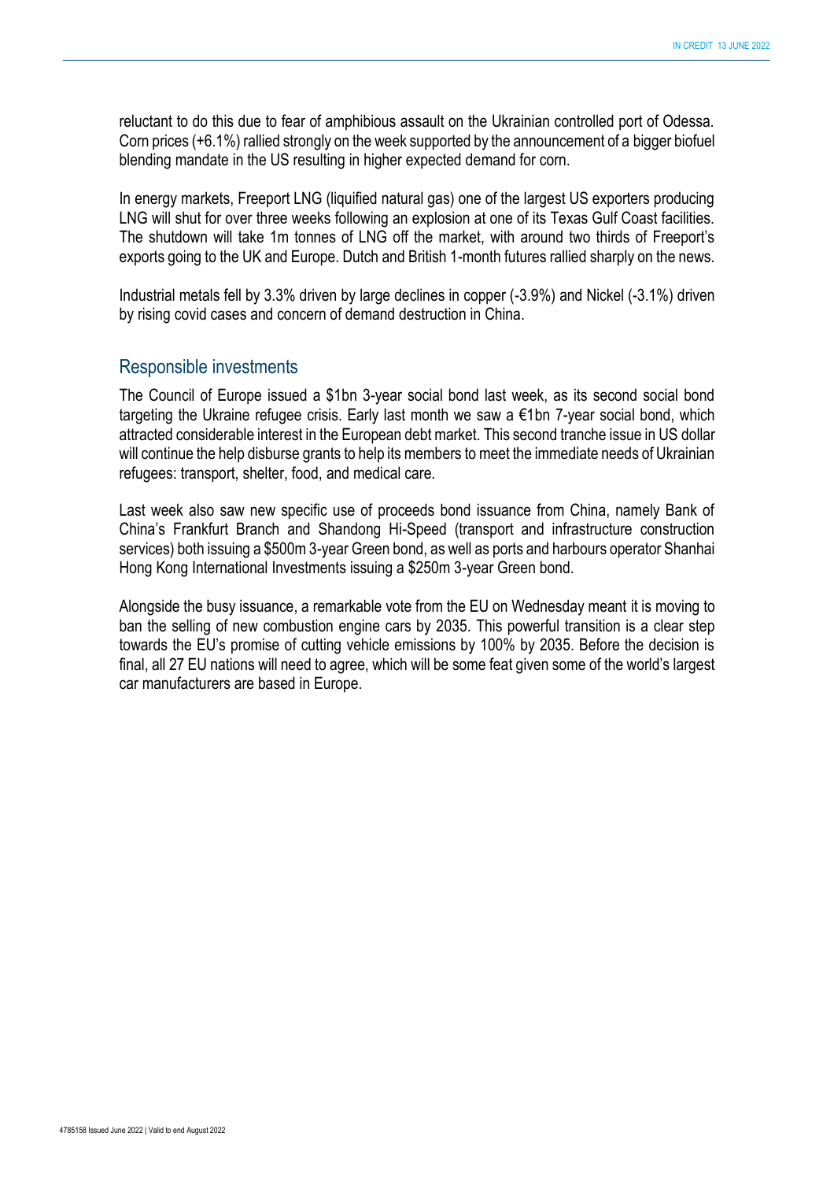reluctant to do this due to fear of amphibious assault on the Ukrainian controlled port of Odessa. Corn prices (+6.1%) rallied strongly on the week supported by the announcement of a bigger biofuel blending mandate in the US resulting in higher expected demand for corn.

In energy markets, Freeport LNG (liquified natural gas) one of the largest US exporters producing LNG will shut for over three weeks following an explosion at one of its Texas Gulf Coast facilities. The shutdown will take 1m tonnes of LNG off the market, with around two thirds of Freeport's exports going to the UK and Europe. Dutch and British 1-month futures rallied sharply on the news.

Industrial metals fell by 3.3% driven by large declines in copper (-3.9%) and Nickel (-3.1%) driven by rising covid cases and concern of demand destruction in China.

## Responsible investments

The Council of Europe issued a $1bn 3-year social bond last week, as its second social bond targeting the Ukraine refugee crisis. Early last month we saw a €1bn 7-year social bond, which attracted considerable interest in the European debt market. This second tranche issue in US dollar will continue the help disburse grants to help its members to meet the immediate needs of Ukrainian refugees: transport, shelter, food, and medical care.

Last week also saw new specific use of proceeds bond issuance from China, namely Bank of China's Frankfurt Branch and Shandong Hi-Speed (transport and infrastructure construction services) both issuing a $500m 3-year Green bond, as well as ports and harbours operator Shanhai Hong Kong International Investments issuing a $250m 3-year Green bond.

Alongside the busy issuance, a remarkable vote from the EU on Wednesday meant it is moving to ban the selling of new combustion engine cars by 2035. This powerful transition is a clear step towards the EU's promise of cutting vehicle emissions by 100% by 2035. Before the decision is final, all 27 EU nations will need to agree, which will be some feat given some of the world's largest car manufacturers are based in Europe.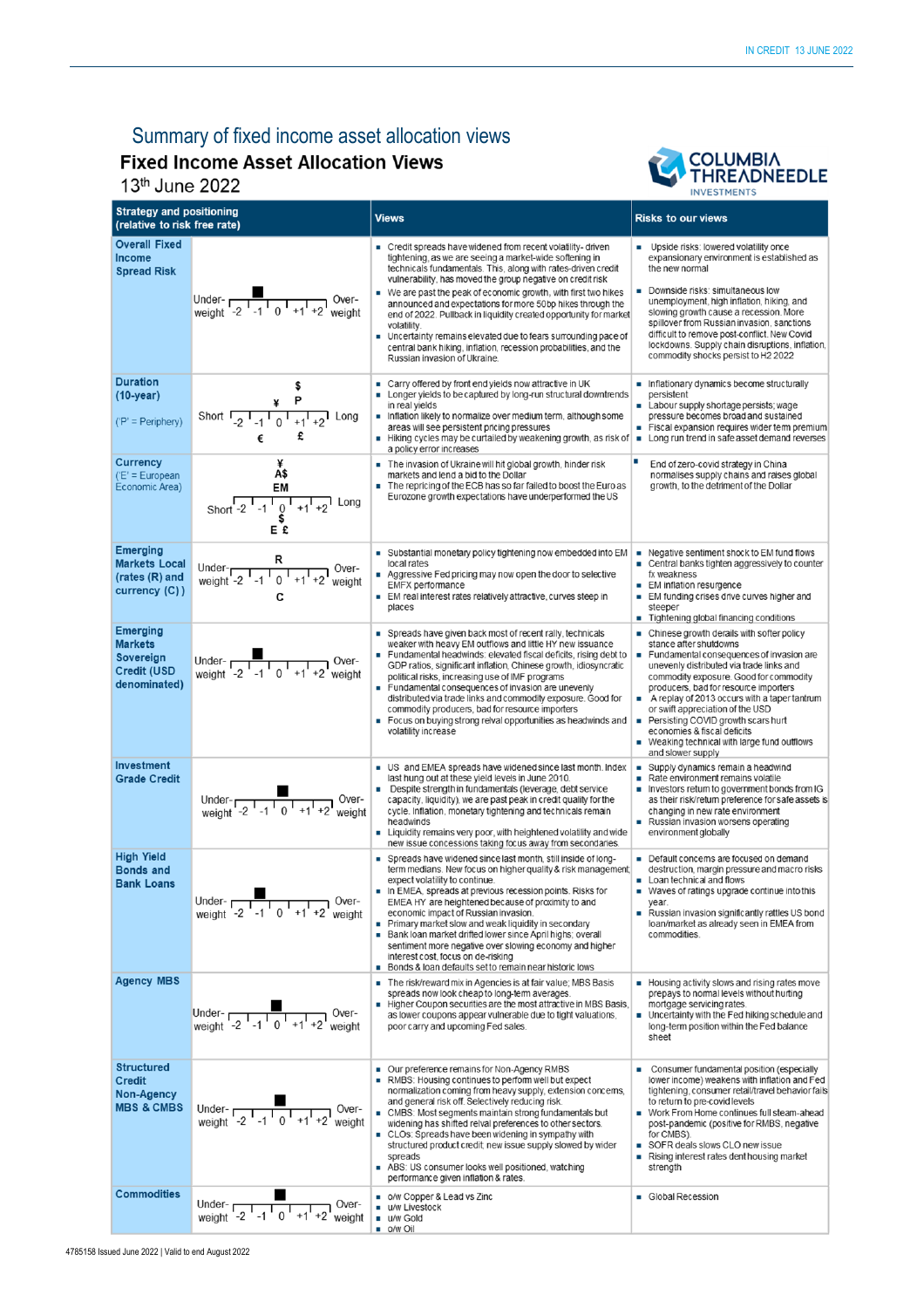# Summary of fixed income asset allocation views

## Fixed Income Asset Allocation Views

13th June 2022

COLUMBIA THREADNEEDLE INVESTMENTS

| Strategy and positioning (relative to risk free rate) | | Views | Risks to our views |
|---|---|---|---|
| **Overall Fixed Income Spread Risk** | Under-weight -2 -1 0 +1 +2 Over-weight (■ at -1) | ▪ Credit spreads have widened from recent volatility- driven tightening, as we are seeing a market-wide softening in technicals fundamentals. This, along with rates-driven credit vulnerability, has moved the group negative on credit risk<br>▪ We are past the peak of economic growth, with first two hikes announced and expectations for more 50bp hikes through the end of 2022. Pullback in liquidity created opportunity for market volatility.<br>▪ Uncertainty remains elevated due to fears surrounding pace of central bank hiking, inflation, recession probabilities, and the Russian invasion of Ukraine. | ▪ Upside risks: lowered volatility once expansionary environment is established as the new normal<br>▪ Downside risks: simultaneous low unemployment, high inflation, hiking, and slowing growth cause a recession. More spillover from Russian invasion, sanctions difficult to remove post-conflict. New Covid lockdowns. Supply chain disruptions, inflation, commodity shocks persist to H2 2022 |
| **Duration (10-year)** ('P' = Periphery) | Short -2 -1 0 +1 +2 Long ($ at 0, ¥ at -1, P at 0, € at -1, £ at 0) | ▪ Carry offered by front end yields now attractive in UK<br>▪ Longer yields to be captured by long-run structural downtrends in real yields<br>▪ Inflation likely to normalize over medium term, although some areas will see persistent pricing pressures<br>▪ Hiking cycles may be curtailed by weakening growth, as risk of a policy error increases | ▪ Inflationary dynamics become structurally persistent<br>▪ Labour supply shortage persists; wage pressure becomes broad and sustained<br>▪ Fiscal expansion requires wider term premium<br>▪ Long run trend in safe asset demand reverses |
| **Currency** ('E' = European Economic Area) | Short -2 -1 0 +1 +2 Long (¥, A$, EM, $, E, £ at 0) | ▪ The invasion of Ukraine will hit global growth, hinder risk markets and lend a bid to the Dollar<br>▪ The repricing of the ECB has so far failed to boost the Euro as Eurozone growth expectations have underperformed the US | ▪ End of zero-covid strategy in China normalises supply chains and raises global growth, to the detriment of the Dollar |
| **Emerging Markets Local (rates (R) and currency (C))** | Under-weight -2 -1 0 +1 +2 Over-weight (R at 0, C at 0) | ▪ Substantial monetary policy tightening now embedded into EM local rates<br>▪ Aggressive Fed pricing may now open the door to selective EMFX performance<br>▪ EM real interest rates relatively attractive, curves steep in places | ▪ Negative sentiment shock to EM fund flows<br>▪ Central banks tighten aggressively to counter fx weakness<br>▪ EM inflation resurgence<br>▪ EM funding crises drive curves higher and steeper<br>▪ Tightening global financing conditions |
| **Emerging Markets Sovereign Credit (USD denominated)** | Under-weight -2 -1 0 +1 +2 Over-weight (■ at -1) | ▪ Spreads have given back most of recent rally, technicals weaker with heavy EM outflows and little HY new issuance<br>▪ Fundamental headwinds: elevated fiscal deficits, rising debt to GDP ratios, significant inflation, Chinese growth, idiosyncratic political risks, increasing use of IMF programs<br>▪ Fundamental consequences of invasion are unevenly distributed via trade links and commodity exposure. Good for commodity producers, bad for resource importers<br>▪ Focus on buying strong relval opportunities as headwinds and volatility increase | ▪ Chinese growth derails with softer policy stance after shutdowns<br>▪ Fundamental consequences of invasion are unevenly distributed via trade links and commodity exposure. Good for commodity producers, bad for resource importers<br>▪ A replay of 2013 occurs with a taper tantrum or swift appreciation of the USD<br>▪ Persisting COVID growth scars hurt economies & fiscal deficits<br>▪ Weaking technical with large fund outflows and slower supply |
| **Investment Grade Credit** | Under-weight -2 -1 0 +1 +2 Over-weight (■ at 0) | ▪ US and EMEA spreads have widened since last month. Index last hung out at these yield levels in June 2010.<br>▪ Despite strength in fundamentals (leverage, debt service capacity, liquidity), we are past peak in credit quality for the cycle. Inflation, monetary tightening and technicals remain headwinds<br>▪ Liquidity remains very poor, with heightened volatility and wide new issue concessions taking focus away from secondaries. | ▪ Supply dynamics remain a headwind<br>▪ Rate environment remains volatile<br>▪ Investors return to government bonds from IG as their risk/return preference for safe assets is changing in new rate environment<br>▪ Russian invasion worsens operating environment globally |
| **High Yield Bonds and Bank Loans** | Under-weight -2 -1 0 +1 +2 Over-weight (■ at -1) | ▪ Spreads have widened since last month, still inside of long-term medians. New focus on higher quality & risk management; expect volatility to continue.<br>▪ In EMEA, spreads at previous recession points. Risks for EMEA HY are heightened because of proximity to and economic impact of Russian invasion.<br>▪ Primary market slow and weak liquidity in secondary<br>▪ Bank loan market drifted lower since April highs; overall sentiment more negative over slowing economy and higher interest cost, focus on de-risking<br>▪ Bonds & loan defaults set to remain near historic lows | ▪ Default concerns are focused on demand destruction, margin pressure and macro risks<br>▪ Loan technical and flows<br>▪ Waves of ratings upgrade continue into this year.<br>▪ Russian invasion significantly rattles US bond loan/market as already seen in EMEA from commodities. |
| **Agency MBS** | Under-weight -2 -1 0 +1 +2 Over-weight (■ at 0) | ▪ The risk/reward mix in Agencies is at fair value; MBS Basis spreads now look cheap to long-term averages.<br>▪ Higher Coupon securities are the most attractive in MBS Basis, as lower coupons appear vulnerable due to tight valuations, poor carry and upcoming Fed sales. | ▪ Housing activity slows and rising rates move prepays to normal levels without hurting mortgage servicing rates.<br>▪ Uncertainty with the Fed hiking schedule and long-term position within the Fed balance sheet |
| **Structured Credit Non-Agency MBS & CMBS** | Under-weight -2 -1 0 +1 +2 Over-weight (■ at 0) | ▪ Our preference remains for Non-Agency RMBS<br>▪ RMBS: Housing continues to perform well but expect normalization coming from heavy supply, extension concerns, and general risk off. Selectively reducing risk.<br>▪ CMBS: Most segments maintain strong fundamentals but widening has shifted relval preferences to other sectors.<br>▪ CLOs: Spreads have been widening in sympathy with structured product credit; new issue supply slowed by wider spreads<br>▪ ABS: US consumer looks well positioned, watching performance given inflation & rates. | ▪ Consumer fundamental position (especially lower income) weakens with inflation and Fed tightening, consumer retail/travel behavior fails to return to pre-covid levels<br>▪ Work From Home continues full steam-ahead post-pandemic (positive for RMBS, negative for CMBS).<br>▪ SOFR deals slows CLO new issue<br>▪ Rising interest rates dent housing market strength |
| **Commodities** | Under-weight -2 -1 0 +1 +2 Over-weight (■ at 0) | ▪ o/w Copper & Lead vs Zinc<br>▪ u/w Livestock<br>▪ u/w Gold<br>▪ o/w Oil | ▪ Global Recession |

4785158 Issued June 2022 | Valid to end August 2022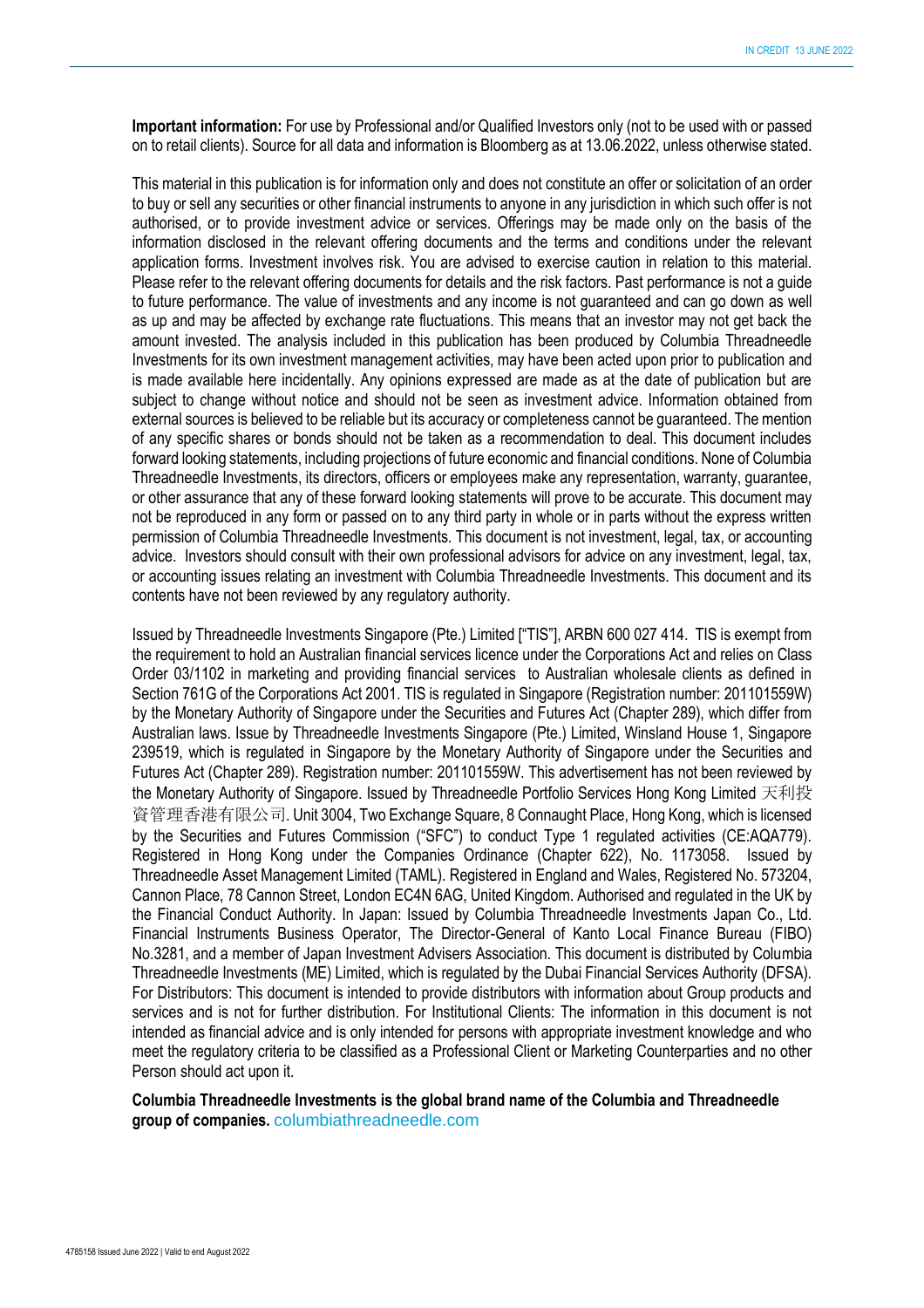**Important information:** For use by Professional and/or Qualified Investors only (not to be used with or passed on to retail clients). Source for all data and information is Bloomberg as at 13.06.2022, unless otherwise stated.

This material in this publication is for information only and does not constitute an offer or solicitation of an order to buy or sell any securities or other financial instruments to anyone in any jurisdiction in which such offer is not authorised, or to provide investment advice or services. Offerings may be made only on the basis of the information disclosed in the relevant offering documents and the terms and conditions under the relevant application forms. Investment involves risk. You are advised to exercise caution in relation to this material. Please refer to the relevant offering documents for details and the risk factors. Past performance is not a guide to future performance. The value of investments and any income is not guaranteed and can go down as well as up and may be affected by exchange rate fluctuations. This means that an investor may not get back the amount invested. The analysis included in this publication has been produced by Columbia Threadneedle Investments for its own investment management activities, may have been acted upon prior to publication and is made available here incidentally. Any opinions expressed are made as at the date of publication but are subject to change without notice and should not be seen as investment advice. Information obtained from external sources is believed to be reliable but its accuracy or completeness cannot be guaranteed. The mention of any specific shares or bonds should not be taken as a recommendation to deal. This document includes forward looking statements, including projections of future economic and financial conditions. None of Columbia Threadneedle Investments, its directors, officers or employees make any representation, warranty, guarantee, or other assurance that any of these forward looking statements will prove to be accurate. This document may not be reproduced in any form or passed on to any third party in whole or in parts without the express written permission of Columbia Threadneedle Investments. This document is not investment, legal, tax, or accounting advice. Investors should consult with their own professional advisors for advice on any investment, legal, tax, or accounting issues relating an investment with Columbia Threadneedle Investments. This document and its contents have not been reviewed by any regulatory authority.

Issued by Threadneedle Investments Singapore (Pte.) Limited ["TIS"], ARBN 600 027 414. TIS is exempt from the requirement to hold an Australian financial services licence under the Corporations Act and relies on Class Order 03/1102 in marketing and providing financial services to Australian wholesale clients as defined in Section 761G of the Corporations Act 2001. TIS is regulated in Singapore (Registration number: 201101559W) by the Monetary Authority of Singapore under the Securities and Futures Act (Chapter 289), which differ from Australian laws. Issue by Threadneedle Investments Singapore (Pte.) Limited, Winsland House 1, Singapore 239519, which is regulated in Singapore by the Monetary Authority of Singapore under the Securities and Futures Act (Chapter 289). Registration number: 201101559W. This advertisement has not been reviewed by the Monetary Authority of Singapore. Issued by Threadneedle Portfolio Services Hong Kong Limited 天利投資管理香港有限公司. Unit 3004, Two Exchange Square, 8 Connaught Place, Hong Kong, which is licensed by the Securities and Futures Commission ("SFC") to conduct Type 1 regulated activities (CE:AQA779). Registered in Hong Kong under the Companies Ordinance (Chapter 622), No. 1173058. Issued by Threadneedle Asset Management Limited (TAML). Registered in England and Wales, Registered No. 573204, Cannon Place, 78 Cannon Street, London EC4N 6AG, United Kingdom. Authorised and regulated in the UK by the Financial Conduct Authority. In Japan: Issued by Columbia Threadneedle Investments Japan Co., Ltd. Financial Instruments Business Operator, The Director-General of Kanto Local Finance Bureau (FIBO) No.3281, and a member of Japan Investment Advisers Association. This document is distributed by Columbia Threadneedle Investments (ME) Limited, which is regulated by the Dubai Financial Services Authority (DFSA). For Distributors: This document is intended to provide distributors with information about Group products and services and is not for further distribution. For Institutional Clients: The information in this document is not intended as financial advice and is only intended for persons with appropriate investment knowledge and who meet the regulatory criteria to be classified as a Professional Client or Marketing Counterparties and no other Person should act upon it.

**Columbia Threadneedle Investments is the global brand name of the Columbia and Threadneedle group of companies.** columbiathreadneedle.com

4785158 Issued June 2022 | Valid to end August 2022